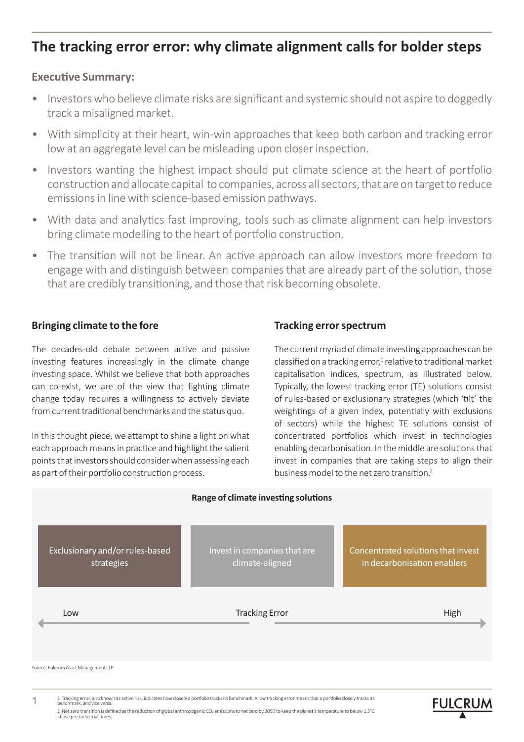# The tracking error error: why climate alignment calls for bolder steps

## Executive Summary:

- Investors who believe climate risks are significant and systemic should not aspire to doggedly track a misaligned market.
- With simplicity at their heart, win-win approaches that keep both carbon and tracking error low at an aggregate level can be misleading upon closer inspection.
- Investors wanting the highest impact should put climate science at the heart of portfolio construction and allocate capital to companies, across all sectors, that are on target to reduce emissions in line with science-based emission pathways.
- With data and analytics fast improving, tools such as climate alignment can help investors bring climate modelling to the heart of portfolio construction.
- The transition will not be linear. An active approach can allow investors more freedom to engage with and distinguish between companies that are already part of the solution, those that are credibly transitioning, and those that risk becoming obsolete.

### Bringing climate to the fore

The decades-old debate between active and passive investing features increasingly in the climate change investing space. Whilst we believe that both approaches can co-exist, we are of the view that fighting climate change today requires a willingness to actively deviate from current traditional benchmarks and the status quo.

In this thought piece, we attempt to shine a light on what each approach means in practice and highlight the salient points that investors should consider when assessing each as part of their portfolio construction process.

### Tracking error spectrum

The current myriad of climate investing approaches can be classified on a tracking error,[1] relative to traditional market capitalisation indices, spectrum, as illustrated below. Typically, the lowest tracking error (TE) solutions consist of rules-based or exclusionary strategies (which 'tilt' the weightings of a given index, potentially with exclusions of sectors) while the highest TE solutions consist of concentrated portfolios which invest in technologies enabling decarbonisation. In the middle are solutions that invest in companies that are taking steps to align their business model to the net zero transition.[2]

**Range of climate investing solutions**

| Exclusionary and/or rules-based strategies | Invest in companies that are climate-aligned | Concentrated solutions that invest in decarbonisation enablers |
|---|---|---|
| Low | Tracking Error | High |

Source: Fulcrum Asset Management LLP

---

1 Tracking error, also known as active risk, indicates how closely a portfolio tracks its benchmark. A low tracking error means that a portfolio closely tracks its benchmark, and vice versa.

2 Net zero transition is defined as the reduction of global anthropogenic $CO_2$ emissions to net zero by 2050 to keep the planet's temperature to below 1.5°C above pre-industrial times.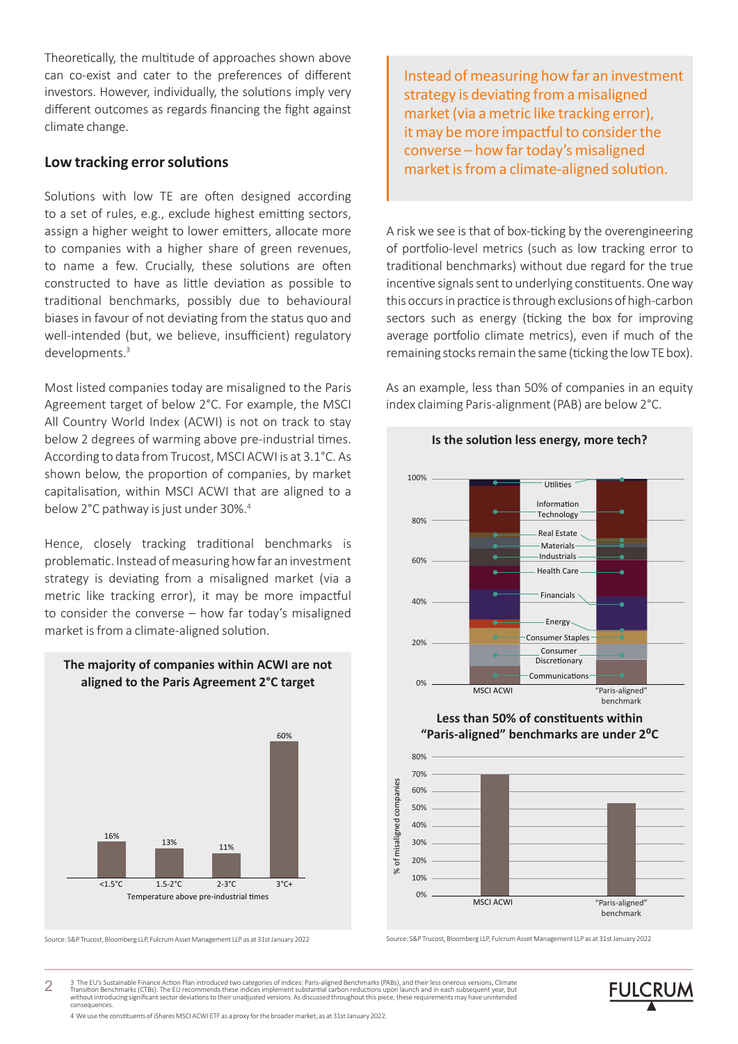Theoretically, the multitude of approaches shown above can co-exist and cater to the preferences of different investors. However, individually, the solutions imply very different outcomes as regards financing the fight against climate change.

## Low tracking error solutions

Solutions with low TE are often designed according to a set of rules, e.g., exclude highest emitting sectors, assign a higher weight to lower emitters, allocate more to companies with a higher share of green revenues, to name a few. Crucially, these solutions are often constructed to have as little deviation as possible to traditional benchmarks, possibly due to behavioural biases in favour of not deviating from the status quo and well-intended (but, we believe, insufficient) regulatory developments.[3]

Most listed companies today are misaligned to the Paris Agreement target of below 2°C. For example, the MSCI All Country World Index (ACWI) is not on track to stay below 2 degrees of warming above pre-industrial times. According to data from Trucost, MSCI ACWI is at 3.1°C. As shown below, the proportion of companies, by market capitalisation, within MSCI ACWI that are aligned to a below 2°C pathway is just under 30%.[4]

Hence, closely tracking traditional benchmarks is problematic. Instead of measuring how far an investment strategy is deviating from a misaligned market (via a metric like tracking error), it may be more impactful to consider the converse – how far today's misaligned market is from a climate-aligned solution.

**The majority of companies within ACWI are not aligned to the Paris Agreement 2°C target**

| Temperature above pre-industrial times | <1.5°C | 1.5-2°C | 2-3°C | 3°C+ |
| --- | --- | --- | --- | --- |
| % | 16% | 13% | 11% | 60% |

Source: S&P Trucost, Bloomberg LLP, Fulcrum Asset Management LLP as at 31st January 2022

> Instead of measuring how far an investment strategy is deviating from a misaligned market (via a metric like tracking error), it may be more impactful to consider the converse – how far today's misaligned market is from a climate-aligned solution.

A risk we see is that of box-ticking by the overengineering of portfolio-level metrics (such as low tracking error to traditional benchmarks) without due regard for the true incentive signals sent to underlying constituents. One way this occurs in practice is through exclusions of high-carbon sectors such as energy (ticking the box for improving average portfolio climate metrics), even if much of the remaining stocks remain the same (ticking the low TE box).

As an example, less than 50% of companies in an equity index claiming Paris-alignment (PAB) are below 2°C.

**Is the solution less energy, more tech?**

(Stacked bar chart comparing sector weights of MSCI ACWI and "Paris-aligned" benchmark: Utilities, Information Technology, Real Estate, Materials, Industrials, Health Care, Financials, Energy, Consumer Staples, Consumer Discretionary, Communications; axis 0%–100%.)

**Less than 50% of constituents within "Paris-aligned" benchmarks are under 2°C**

(Bar chart, % of misaligned companies: MSCI ACWI ≈ 70%; "Paris-aligned" benchmark ≈ 53%.)

Source: S&P Trucost, Bloomberg LLP, Fulcrum Asset Management LLP as at 31st January 2022

3 The EU's Sustainable Finance Action Plan introduced two categories of indices: Paris-aligned Benchmarks (PABs), and their less onerous versions, Climate Transition Benchmarks (CTBs). The EU recommends these indices implement substantial carbon reductions upon launch and in each subsequent year, but without introducing significant sector deviations to their unadjusted versions. As discussed throughout this piece, these requirements may have unintended consequences.

4 We use the constituents of iShares MSCI ACWI ETF as a proxy for the broader market, as at 31st January 2022.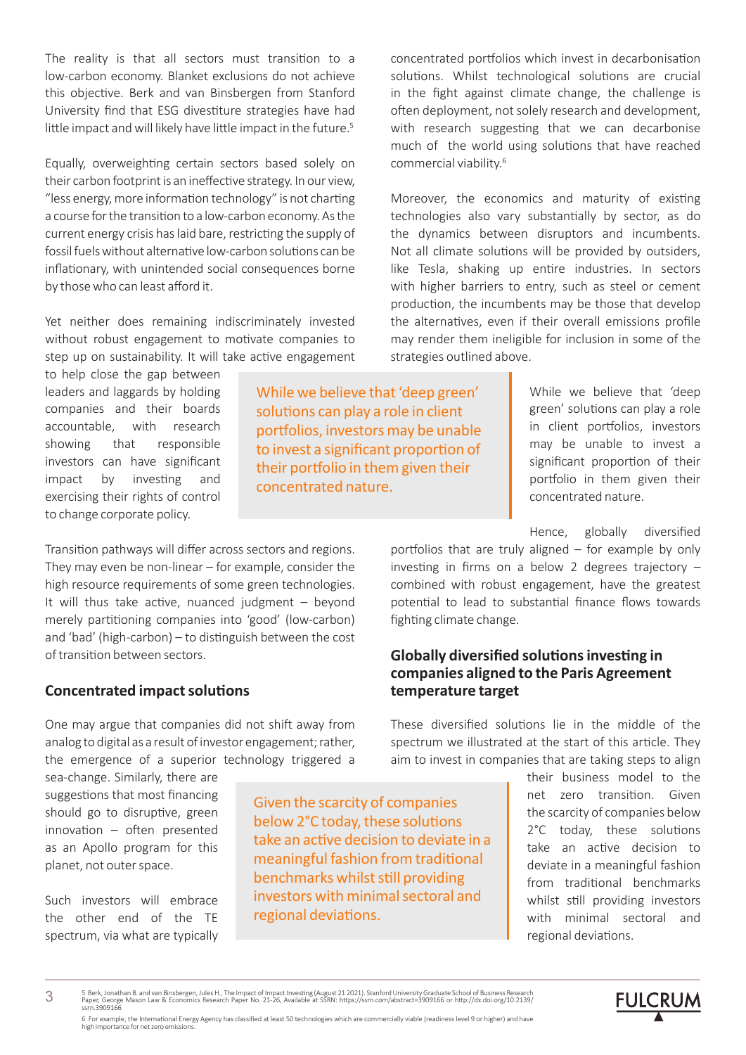The reality is that all sectors must transition to a low-carbon economy. Blanket exclusions do not achieve this objective. Berk and van Binsbergen from Stanford University find that ESG divestiture strategies have had little impact and will likely have little impact in the future.[5]

Equally, overweighting certain sectors based solely on their carbon footprint is an ineffective strategy. In our view, "less energy, more information technology" is not charting a course for the transition to a low-carbon economy. As the current energy crisis has laid bare, restricting the supply of fossil fuels without alternative low-carbon solutions can be inflationary, with unintended social consequences borne by those who can least afford it.

Yet neither does remaining indiscriminately invested without robust engagement to motivate companies to step up on sustainability. It will take active engagement to help close the gap between leaders and laggards by holding companies and their boards accountable, with research showing that responsible investors can have significant impact by investing and exercising their rights of control to change corporate policy.

Transition pathways will differ across sectors and regions. They may even be non-linear – for example, consider the high resource requirements of some green technologies. It will thus take active, nuanced judgment – beyond merely partitioning companies into 'good' (low-carbon) and 'bad' (high-carbon) – to distinguish between the cost of transition between sectors.

## Concentrated impact solutions

One may argue that companies did not shift away from analog to digital as a result of investor engagement; rather, the emergence of a superior technology triggered a sea-change. Similarly, there are suggestions that most financing should go to disruptive, green innovation – often presented as an Apollo program for this planet, not outer space.

Such investors will embrace the other end of the TE spectrum, via what are typically concentrated portfolios which invest in decarbonisation solutions. Whilst technological solutions are crucial in the fight against climate change, the challenge is often deployment, not solely research and development, with research suggesting that we can decarbonise much of the world using solutions that have reached commercial viability.[6]

Moreover, the economics and maturity of existing technologies also vary substantially by sector, as do the dynamics between disruptors and incumbents. Not all climate solutions will be provided by outsiders, like Tesla, shaking up entire industries. In sectors with higher barriers to entry, such as steel or cement production, the incumbents may be those that develop the alternatives, even if their overall emissions profile may render them ineligible for inclusion in some of the strategies outlined above.

> While we believe that 'deep green' solutions can play a role in client portfolios, investors may be unable to invest a significant proportion of their portfolio in them given their concentrated nature.

While we believe that 'deep green' solutions can play a role in client portfolios, investors may be unable to invest a significant proportion of their portfolio in them given their concentrated nature.

Hence, globally diversified portfolios that are truly aligned – for example by only investing in firms on a below 2 degrees trajectory – combined with robust engagement, have the greatest potential to lead to substantial finance flows towards fighting climate change.

## Globally diversified solutions investing in companies aligned to the Paris Agreement temperature target

These diversified solutions lie in the middle of the spectrum we illustrated at the start of this article. They aim to invest in companies that are taking steps to align their business model to the net zero transition. Given the scarcity of companies below 2°C today, these solutions take an active decision to deviate in a meaningful fashion from traditional benchmarks whilst still providing investors with minimal sectoral and regional deviations.

> Given the scarcity of companies below 2°C today, these solutions take an active decision to deviate in a meaningful fashion from traditional benchmarks whilst still providing investors with minimal sectoral and regional deviations.

5 Berk, Jonathan B. and van Binsbergen, Jules H., The Impact of Impact Investing (August 21 2021). Stanford University Graduate School of Business Research Paper, George Mason Law & Economics Research Paper No. 21-26, Available at SSRN: https://ssrn.com/abstract=3909166 or http://dx.doi.org/10.2139/ssrn.3909166

6 For example, the International Energy Agency has classified at least 50 technologies which are commercially viable (readiness level 9 or higher) and have high importance for net zero emissions.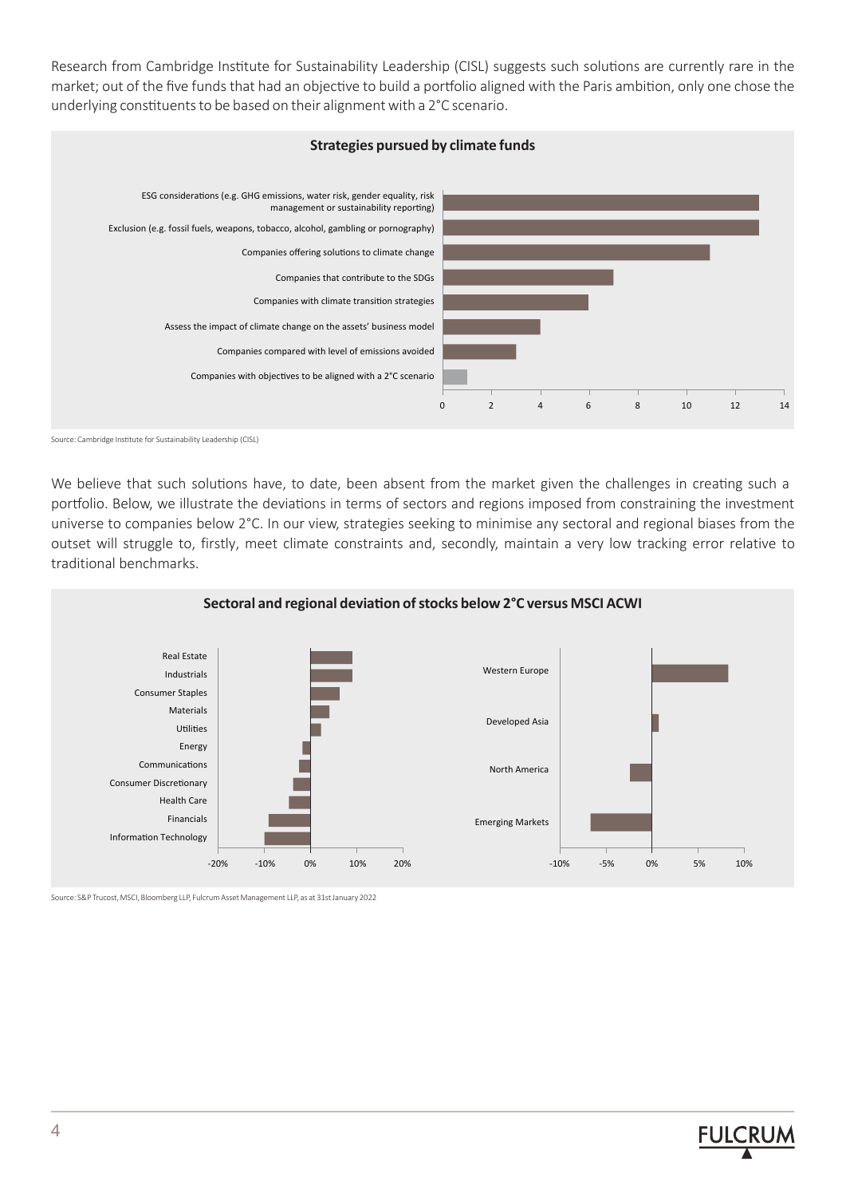Research from Cambridge Institute for Sustainability Leadership (CISL) suggests such solutions are currently rare in the market; out of the five funds that had an objective to build a portfolio aligned with the Paris ambition, only one chose the underlying constituents to be based on their alignment with a 2°C scenario.

**Strategies pursued by climate funds**

| Strategy | Number of funds |
| --- | --- |
| ESG considerations (e.g. GHG emissions, water risk, gender equality, risk management or sustainability reporting) | 13 |
| Exclusion (e.g. fossil fuels, weapons, tobacco, alcohol, gambling or pornography) | 13 |
| Companies offering solutions to climate change | 11 |
| Companies that contribute to the SDGs | 7 |
| Companies with climate transition strategies | 6 |
| Assess the impact of climate change on the assets' business model | 4 |
| Companies compared with level of emissions avoided | 3 |
| Companies with objectives to be aligned with a 2°C scenario | 1 |

Source: Cambridge Institute for Sustainability Leadership (CISL)

We believe that such solutions have, to date, been absent from the market given the challenges in creating such a portfolio. Below, we illustrate the deviations in terms of sectors and regions imposed from constraining the investment universe to companies below 2°C. In our view, strategies seeking to minimise any sectoral and regional biases from the outset will struggle to, firstly, meet climate constraints and, secondly, maintain a very low tracking error relative to traditional benchmarks.

**Sectoral and regional deviation of stocks below 2°C versus MSCI ACWI**

Sectors (chart order, top to bottom): Real Estate, Industrials, Consumer Staples, Materials, Utilities, Energy, Communications, Consumer Discretionary, Health Care, Financials, Information Technology

Regions (chart order, top to bottom): Western Europe, Developed Asia, North America, Emerging Markets

Source: S&P Trucost, MSCI, Bloomberg LLP, Fulcrum Asset Management LLP, as at 31st January 2022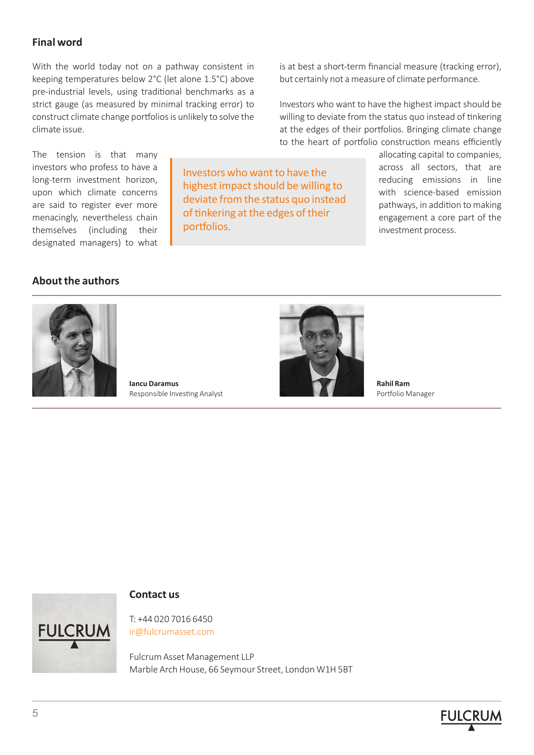## Final word

With the world today not on a pathway consistent in keeping temperatures below 2°C (let alone 1.5°C) above pre-industrial levels, using traditional benchmarks as a strict gauge (as measured by minimal tracking error) to construct climate change portfolios is unlikely to solve the climate issue.

The tension is that many investors who profess to have a long-term investment horizon, upon which climate concerns are said to register ever more menacingly, nevertheless chain themselves (including their designated managers) to what is at best a short-term financial measure (tracking error), but certainly not a measure of climate performance.

> Investors who want to have the highest impact should be willing to deviate from the status quo instead of tinkering at the edges of their portfolios.

Investors who want to have the highest impact should be willing to deviate from the status quo instead of tinkering at the edges of their portfolios. Bringing climate change to the heart of portfolio construction means efficiently allocating capital to companies, across all sectors, that are reducing emissions in line with science-based emission pathways, in addition to making engagement a core part of the investment process.

## About the authors

**Iancu Daramus**
Responsible Investing Analyst

**Rahil Ram**
Portfolio Manager

### Contact us

T: +44 020 7016 6450
ir@fulcrumasset.com

Fulcrum Asset Management LLP
Marble Arch House, 66 Seymour Street, London W1H 5BT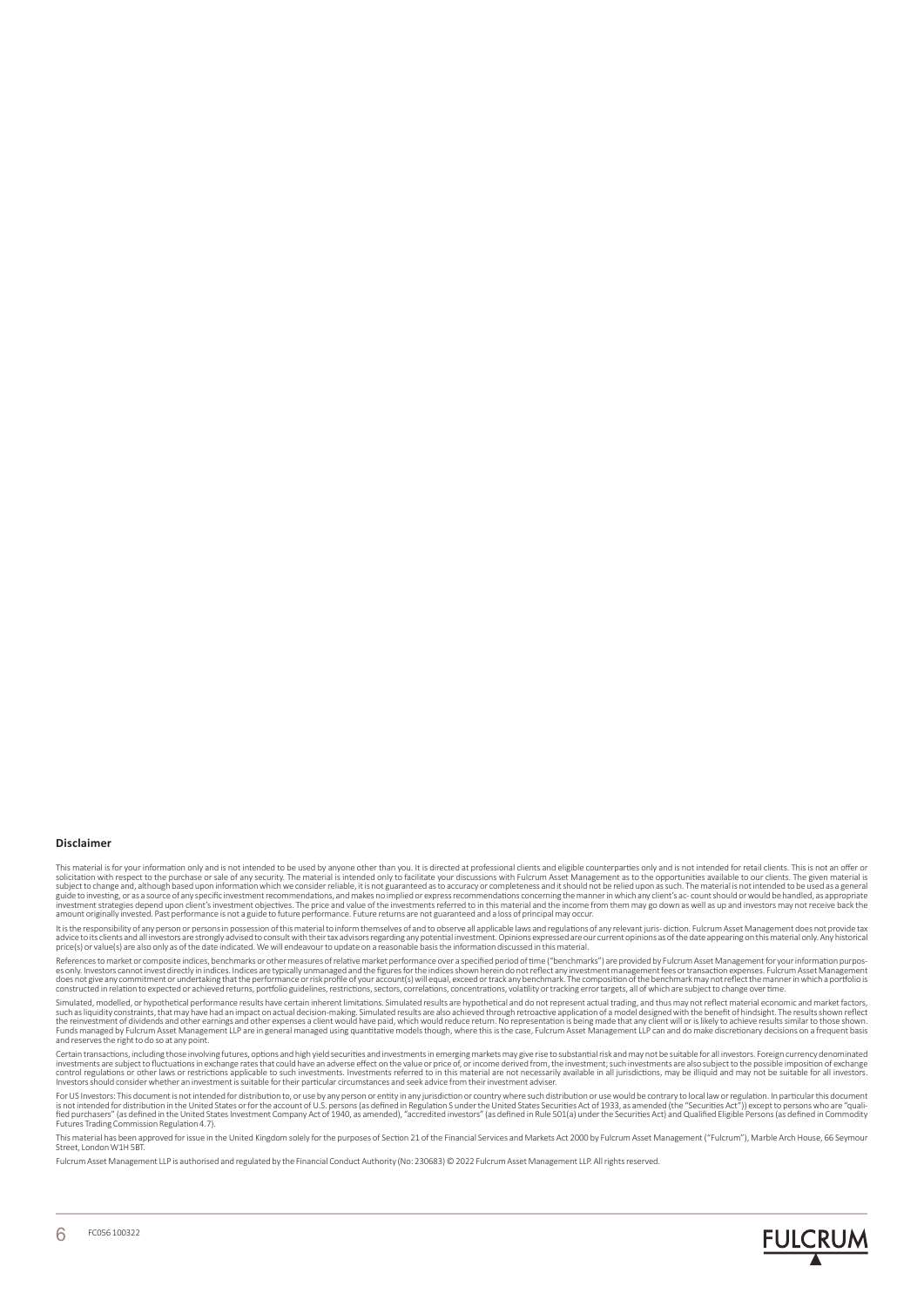## Disclaimer

This material is for your information only and is not intended to be used by anyone other than you. It is directed at professional clients and eligible counterparties only and is not intended for retail clients. This is not an offer or solicitation with respect to the purchase or sale of any security. The material is intended only to facilitate your discussions with Fulcrum Asset Management as to the opportunities available to our clients. The given material is subject to change and, although based upon information which we consider reliable, it is not guaranteed as to accuracy or completeness and it should not be relied upon as such. The material is not intended to be used as a general guide to investing, or as a source of any specific investment recommendations, and makes no implied or express recommendations concerning the manner in which any client's ac- count should or would be handled, as appropriate investment strategies depend upon client's investment objectives. The price and value of the investments referred to in this material and the income from them may go down as well as up and investors may not receive back the amount originally invested. Past performance is not a guide to future performance. Future returns are not guaranteed and a loss of principal may occur.

It is the responsibility of any person or persons in possession of this material to inform themselves of and to observe all applicable laws and regulations of any relevant juris- diction. Fulcrum Asset Management does not provide tax advice to its clients and all investors are strongly advised to consult with their tax advisors regarding any potential investment. Opinions expressed are our current opinions as of the date appearing on this material only. Any historical price(s) or value(s) are also only as of the date indicated. We will endeavour to update on a reasonable basis the information discussed in this material.

References to market or composite indices, benchmarks or other measures of relative market performance over a specified period of time ("benchmarks") are provided by Fulcrum Asset Management for your information purposes only. Investors cannot invest directly in indices. Indices are typically unmanaged and the figures for the indices shown herein do not reflect any investment management fees or transaction expenses. Fulcrum Asset Management does not give any commitment or undertaking that the performance or risk profile of your account(s) will equal, exceed or track any benchmark. The composition of the benchmark may not reflect the manner in which a portfolio is constructed in relation to expected or achieved returns, portfolio guidelines, restrictions, sectors, correlations, concentrations, volatility or tracking error targets, all of which are subject to change over time.

Simulated, modelled, or hypothetical performance results have certain inherent limitations. Simulated results are hypothetical and do not represent actual trading, and thus may not reflect material economic and market factors, such as liquidity constraints, that may have had an impact on actual decision-making. Simulated results are also achieved through retroactive application of a model designed with the benefit of hindsight. The results shown reflect the reinvestment of dividends and other earnings and other expenses a client would have paid, which would reduce return. No representation is being made that any client will or is likely to achieve results similar to those shown. Funds managed by Fulcrum Asset Management LLP are in general managed using quantitative models though, where this is the case, Fulcrum Asset Management LLP can and do make discretionary decisions on a frequent basis and reserves the right to do so at any point.

Certain transactions, including those involving futures, options and high yield securities and investments in emerging markets may give rise to substantial risk and may not be suitable for all investors. Foreign currency denominated investments are subject to fluctuations in exchange rates that could have an adverse effect on the value or price of, or income derived from, the investment; such investments are also subject to the possible imposition of exchange control regulations or other laws or restrictions applicable to such investments. Investments referred to in this material are not necessarily available in all jurisdictions, may be illiquid and may not be suitable for all investors. Investors should consider whether an investment is suitable for their particular circumstances and seek advice from their investment adviser.

For US Investors: This document is not intended for distribution to, or use by any person or entity in any jurisdiction or country where such distribution or use would be contrary to local law or regulation. In particular this document is not intended for distribution in the United States or for the account of U.S. persons (as defined in Regulation S under the United States Securities Act of 1933, as amended (the "Securities Act")) except to persons who are "qualified purchasers" (as defined in the United States Investment Company Act of 1940, as amended), "accredited investors" (as defined in Rule 501(a) under the Securities Act) and Qualified Eligible Persons (as defined in Commodity Futures Trading Commission Regulation 4.7).

This material has been approved for issue in the United Kingdom solely for the purposes of Section 21 of the Financial Services and Markets Act 2000 by Fulcrum Asset Management ("Fulcrum"), Marble Arch House, 66 Seymour Street, London W1H 5BT.

Fulcrum Asset Management LLP is authorised and regulated by the Financial Conduct Authority (No: 230683) © 2022 Fulcrum Asset Management LLP. All rights reserved.

FC056 100322

FULCRUM